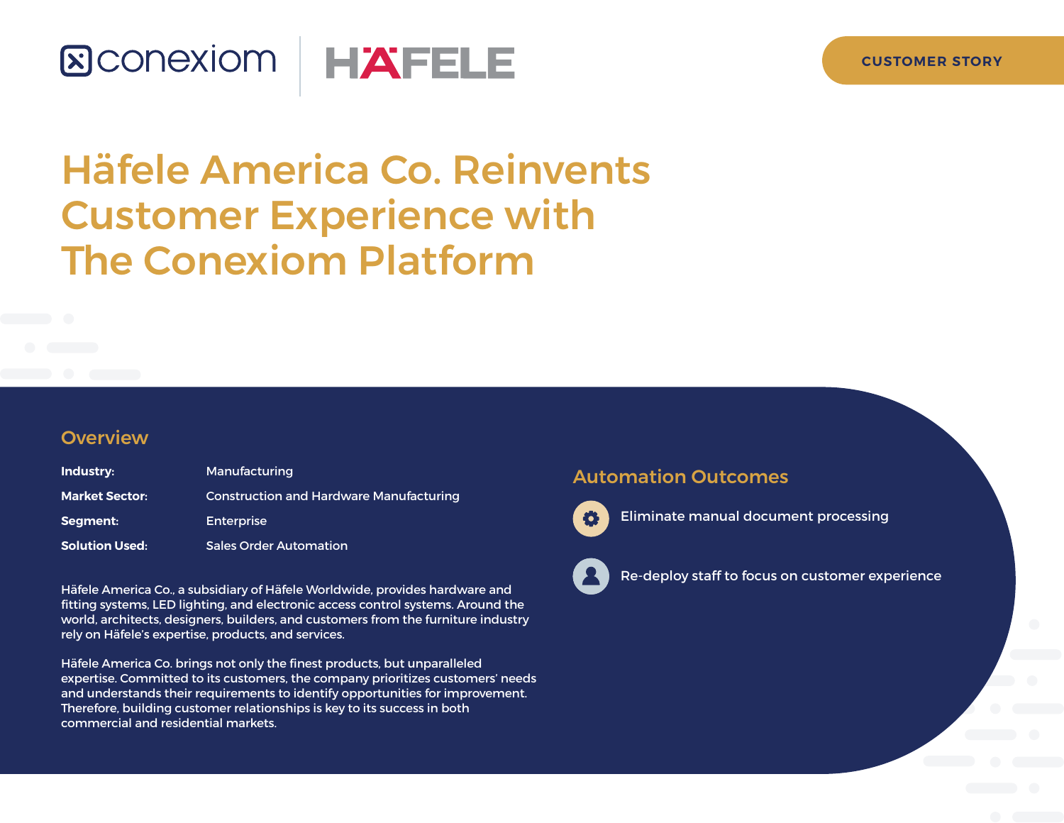CUSTOMER STORY

# Häfele America Co. Reinvents Customer Experience with The Conexiom Platform

## Overview

| | |
|---|---|
| **Industry:** | Manufacturing |
| **Market Sector:** | Construction and Hardware Manufacturing |
| **Segment:** | Enterprise |
| **Solution Used:** | Sales Order Automation |

Häfele America Co., a subsidiary of Häfele Worldwide, provides hardware and fitting systems, LED lighting, and electronic access control systems. Around the world, architects, designers, builders, and customers from the furniture industry rely on Häfele's expertise, products, and services.

Häfele America Co. brings not only the finest products, but unparalleled expertise. Committed to its customers, the company prioritizes customers' needs and understands their requirements to identify opportunities for improvement. Therefore, building customer relationships is key to its success in both commercial and residential markets.

## Automation Outcomes

- Eliminate manual document processing
- Re-deploy staff to focus on customer experience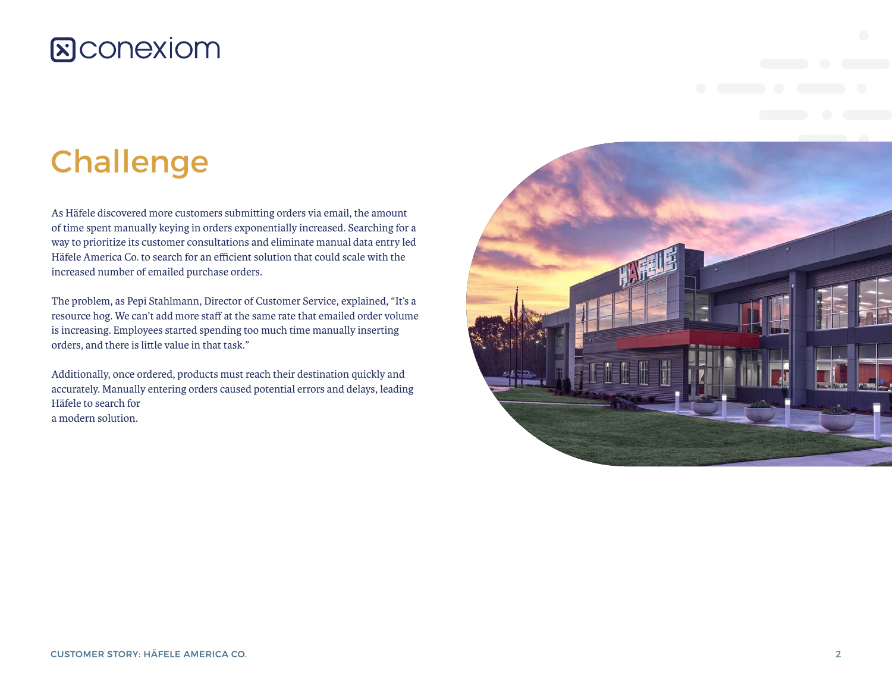# Challenge

As Häfele discovered more customers submitting orders via email, the amount of time spent manually keying in orders exponentially increased. Searching for a way to prioritize its customer consultations and eliminate manual data entry led Häfele America Co. to search for an efficient solution that could scale with the increased number of emailed purchase orders.

The problem, as Pepi Stahlmann, Director of Customer Service, explained, "It's a resource hog. We can't add more staff at the same rate that emailed order volume is increasing. Employees started spending too much time manually inserting orders, and there is little value in that task."

Additionally, once ordered, products must reach their destination quickly and accurately. Manually entering orders caused potential errors and delays, leading Häfele to search for a modern solution.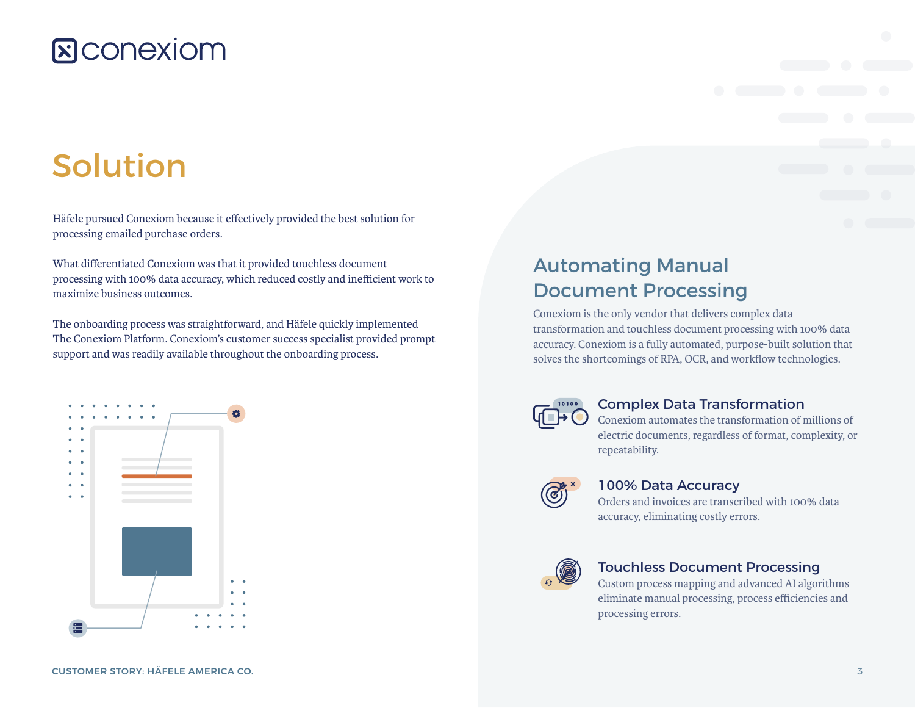# Solution

Häfele pursued Conexiom because it effectively provided the best solution for processing emailed purchase orders.

What differentiated Conexiom was that it provided touchless document processing with 100% data accuracy, which reduced costly and inefficient work to maximize business outcomes.

The onboarding process was straightforward, and Häfele quickly implemented The Conexiom Platform. Conexiom's customer success specialist provided prompt support and was readily available throughout the onboarding process.

## Automating Manual Document Processing

Conexiom is the only vendor that delivers complex data transformation and touchless document processing with 100% data accuracy. Conexiom is a fully automated, purpose-built solution that solves the shortcomings of RPA, OCR, and workflow technologies.

### Complex Data Transformation

Conexiom automates the transformation of millions of electric documents, regardless of format, complexity, or repeatability.

### 100% Data Accuracy

Orders and invoices are transcribed with 100% data accuracy, eliminating costly errors.

### Touchless Document Processing

Custom process mapping and advanced AI algorithms eliminate manual processing, process efficiencies and processing errors.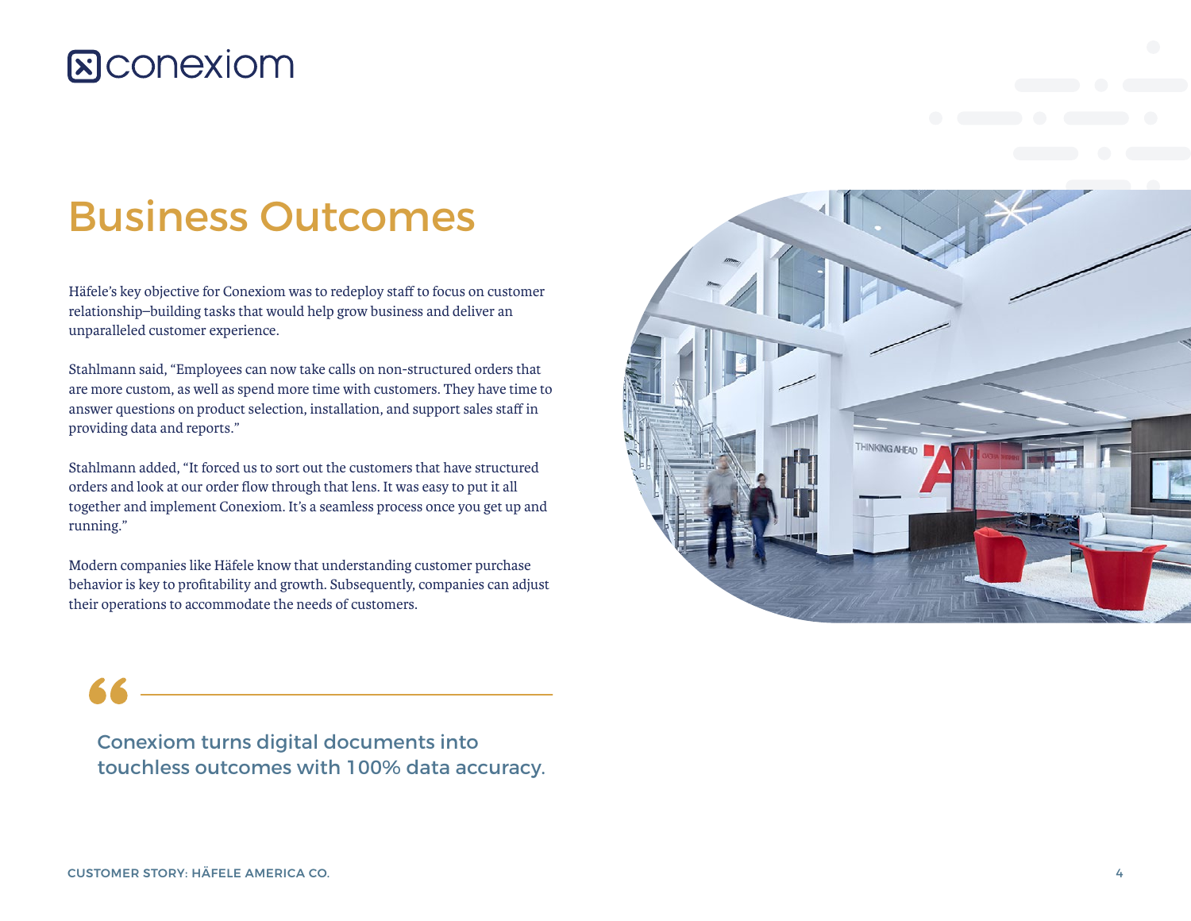# Business Outcomes

Häfele's key objective for Conexiom was to redeploy staff to focus on customer relationship–building tasks that would help grow business and deliver an unparalleled customer experience.

Stahlmann said, "Employees can now take calls on non-structured orders that are more custom, as well as spend more time with customers. They have time to answer questions on product selection, installation, and support sales staff in providing data and reports."

Stahlmann added, "It forced us to sort out the customers that have structured orders and look at our order flow through that lens. It was easy to put it all together and implement Conexiom. It's a seamless process once you get up and running."

Modern companies like Häfele know that understanding customer purchase behavior is key to profitability and growth. Subsequently, companies can adjust their operations to accommodate the needs of customers.

> Conexiom turns digital documents into touchless outcomes with 100% data accuracy.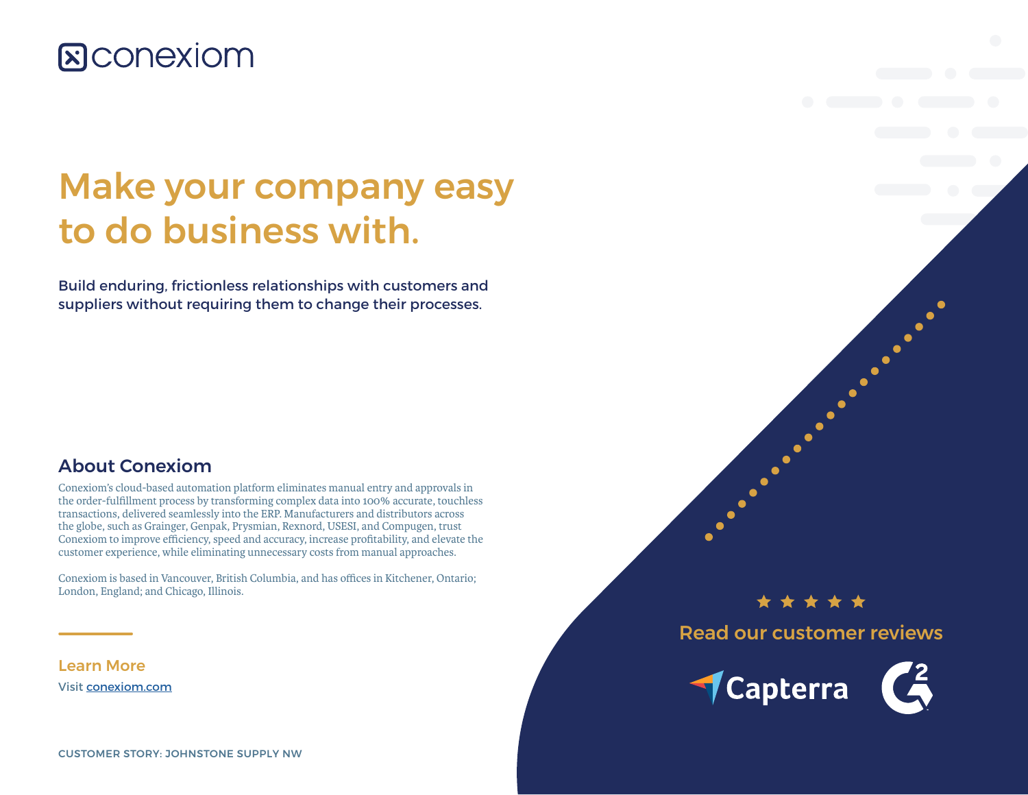conexiom

# Make your company easy to do business with.

Build enduring, frictionless relationships with customers and suppliers without requiring them to change their processes.

## About Conexiom

Conexiom's cloud-based automation platform eliminates manual entry and approvals in the order-fulfillment process by transforming complex data into 100% accurate, touchless transactions, delivered seamlessly into the ERP. Manufacturers and distributors across the globe, such as Grainger, Genpak, Prysmian, Rexnord, USESI, and Compugen, trust Conexiom to improve efficiency, speed and accuracy, increase profitability, and elevate the customer experience, while eliminating unnecessary costs from manual approaches.

Conexiom is based in Vancouver, British Columbia, and has offices in Kitchener, Ontario; London, England; and Chicago, Illinois.

### Learn More

Visit [conexiom.com](https://conexiom.com)

★ ★ ★ ★ ★

Read our customer reviews

Capterra

G2

CUSTOMER STORY: JOHNSTONE SUPPLY NW